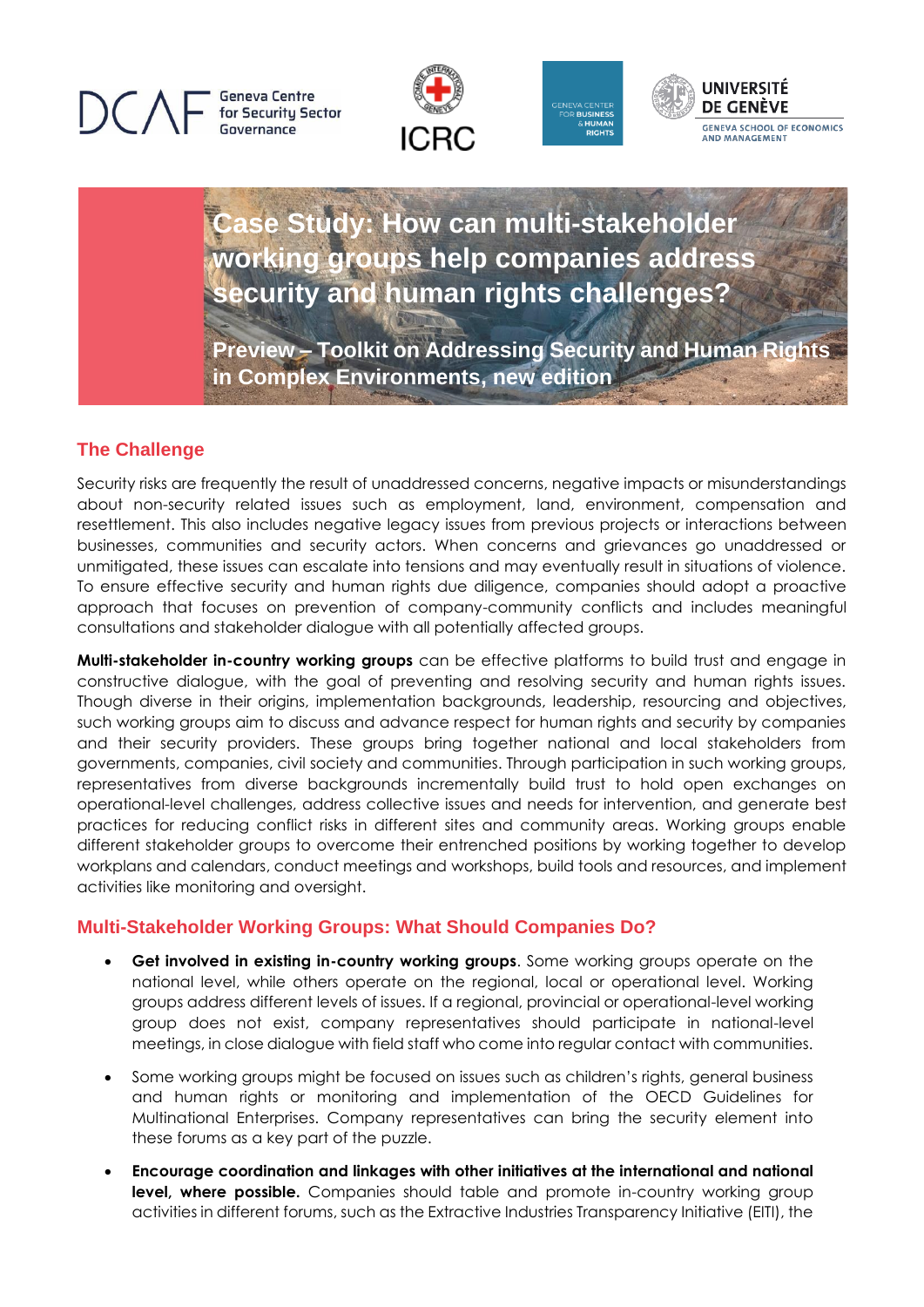DCAF Geneva Centre for Security Sector Governance | ICRC | Geneva Center for Business & Human Rights | Université de Genève – Geneva School of Economics and Management

# Case Study: How can multi-stakeholder working groups help companies address security and human rights challenges?

**Preview – Toolkit on Addressing Security and Human Rights in Complex Environments, new edition**

## The Challenge

Security risks are frequently the result of unaddressed concerns, negative impacts or misunderstandings about non-security related issues such as employment, land, environment, compensation and resettlement. This also includes negative legacy issues from previous projects or interactions between businesses, communities and security actors. When concerns and grievances go unaddressed or unmitigated, these issues can escalate into tensions and may eventually result in situations of violence. To ensure effective security and human rights due diligence, companies should adopt a proactive approach that focuses on prevention of company-community conflicts and includes meaningful consultations and stakeholder dialogue with all potentially affected groups.

**Multi-stakeholder in-country working groups** can be effective platforms to build trust and engage in constructive dialogue, with the goal of preventing and resolving security and human rights issues. Though diverse in their origins, implementation backgrounds, leadership, resourcing and objectives, such working groups aim to discuss and advance respect for human rights and security by companies and their security providers. These groups bring together national and local stakeholders from governments, companies, civil society and communities. Through participation in such working groups, representatives from diverse backgrounds incrementally build trust to hold open exchanges on operational-level challenges, address collective issues and needs for intervention, and generate best practices for reducing conflict risks in different sites and community areas. Working groups enable different stakeholder groups to overcome their entrenched positions by working together to develop workplans and calendars, conduct meetings and workshops, build tools and resources, and implement activities like monitoring and oversight.

## Multi-Stakeholder Working Groups: What Should Companies Do?

- **Get involved in existing in-country working groups**. Some working groups operate on the national level, while others operate on the regional, local or operational level. Working groups address different levels of issues. If a regional, provincial or operational-level working group does not exist, company representatives should participate in national-level meetings, in close dialogue with field staff who come into regular contact with communities.
- Some working groups might be focused on issues such as children's rights, general business and human rights or monitoring and implementation of the OECD Guidelines for Multinational Enterprises. Company representatives can bring the security element into these forums as a key part of the puzzle.
- **Encourage coordination and linkages with other initiatives at the international and national level, where possible.** Companies should table and promote in-country working group activities in different forums, such as the Extractive Industries Transparency Initiative (EITI), the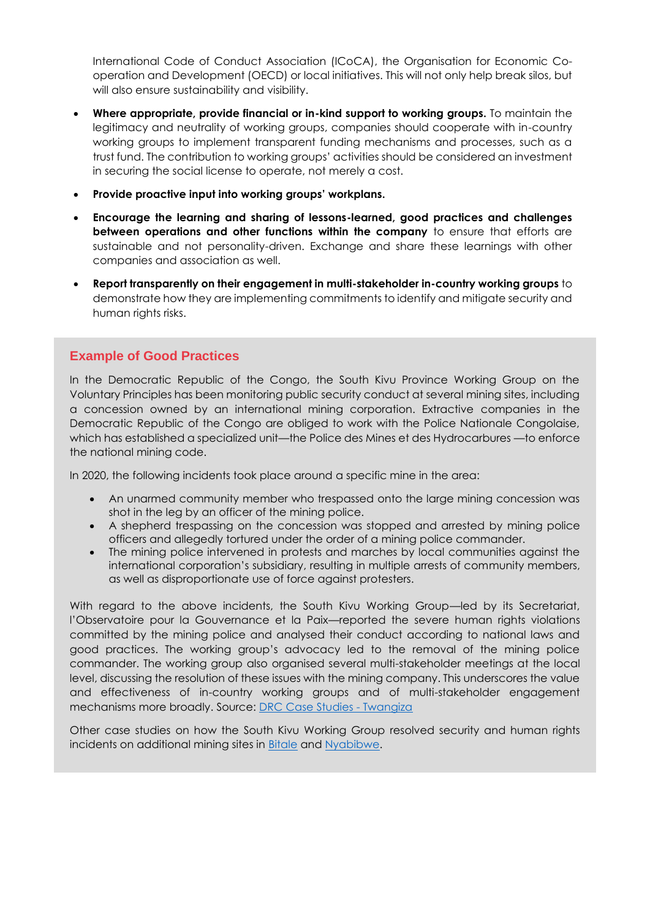International Code of Conduct Association (ICoCA), the Organisation for Economic Co-operation and Development (OECD) or local initiatives. This will not only help break silos, but will also ensure sustainability and visibility.

- **Where appropriate, provide financial or in-kind support to working groups.** To maintain the legitimacy and neutrality of working groups, companies should cooperate with in-country working groups to implement transparent funding mechanisms and processes, such as a trust fund. The contribution to working groups' activities should be considered an investment in securing the social license to operate, not merely a cost.
- **Provide proactive input into working groups' workplans.**
- **Encourage the learning and sharing of lessons-learned, good practices and challenges between operations and other functions within the company** to ensure that efforts are sustainable and not personality-driven. Exchange and share these learnings with other companies and association as well.
- **Report transparently on their engagement in multi-stakeholder in-country working groups** to demonstrate how they are implementing commitments to identify and mitigate security and human rights risks.

## Example of Good Practices

In the Democratic Republic of the Congo, the South Kivu Province Working Group on the Voluntary Principles has been monitoring public security conduct at several mining sites, including a concession owned by an international mining corporation. Extractive companies in the Democratic Republic of the Congo are obliged to work with the Police Nationale Congolaise, which has established a specialized unit—the Police des Mines et des Hydrocarbures —to enforce the national mining code.

In 2020, the following incidents took place around a specific mine in the area:

- An unarmed community member who trespassed onto the large mining concession was shot in the leg by an officer of the mining police.
- A shepherd trespassing on the concession was stopped and arrested by mining police officers and allegedly tortured under the order of a mining police commander.
- The mining police intervened in protests and marches by local communities against the international corporation's subsidiary, resulting in multiple arrests of community members, as well as disproportionate use of force against protesters.

With regard to the above incidents, the South Kivu Working Group—led by its Secretariat, l'Observatoire pour la Gouvernance et la Paix—reported the severe human rights violations committed by the mining police and analysed their conduct according to national laws and good practices. The working group's advocacy led to the removal of the mining police commander. The working group also organised several multi-stakeholder meetings at the local level, discussing the resolution of these issues with the mining company. This underscores the value and effectiveness of in-country working groups and of multi-stakeholder engagement mechanisms more broadly. Source: DRC Case Studies - Twangiza

Other case studies on how the South Kivu Working Group resolved security and human rights incidents on additional mining sites in Bitale and Nyabibwe.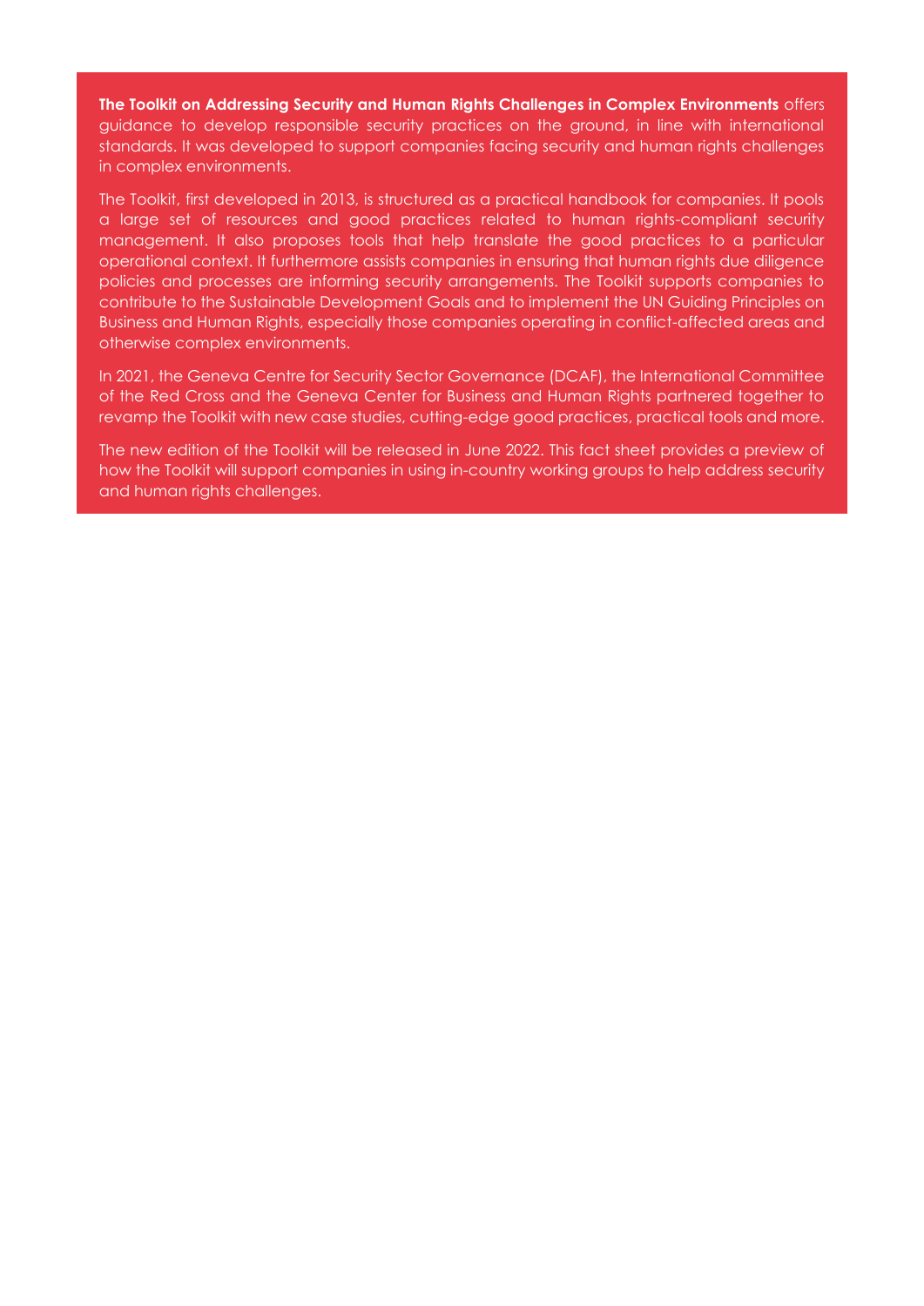**The Toolkit on Addressing Security and Human Rights Challenges in Complex Environments** offers guidance to develop responsible security practices on the ground, in line with international standards. It was developed to support companies facing security and human rights challenges in complex environments.

The Toolkit, first developed in 2013, is structured as a practical handbook for companies. It pools a large set of resources and good practices related to human rights-compliant security management. It also proposes tools that help translate the good practices to a particular operational context. It furthermore assists companies in ensuring that human rights due diligence policies and processes are informing security arrangements. The Toolkit supports companies to contribute to the Sustainable Development Goals and to implement the UN Guiding Principles on Business and Human Rights, especially those companies operating in conflict-affected areas and otherwise complex environments.

In 2021, the Geneva Centre for Security Sector Governance (DCAF), the International Committee of the Red Cross and the Geneva Center for Business and Human Rights partnered together to revamp the Toolkit with new case studies, cutting-edge good practices, practical tools and more.

The new edition of the Toolkit will be released in June 2022. This fact sheet provides a preview of how the Toolkit will support companies in using in-country working groups to help address security and human rights challenges.